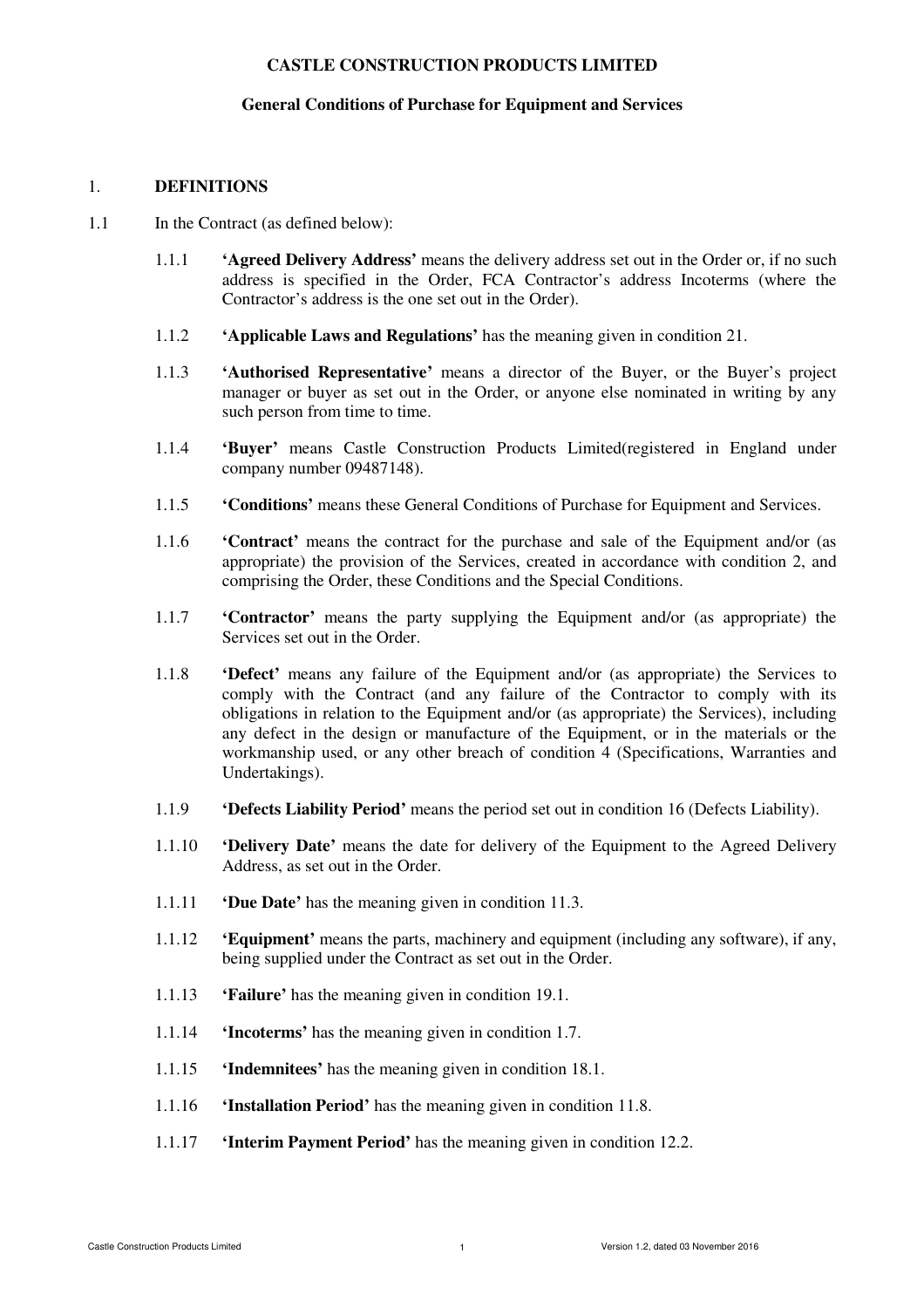**CASTLE CONSTRUCTION PRODUCTS LIMITED**

**General Conditions of Purchase for Equipment and Services**

## 1. DEFINITIONS

1.1 In the Contract (as defined below):

1.1.1 **'Agreed Delivery Address'** means the delivery address set out in the Order or, if no such address is specified in the Order, FCA Contractor's address Incoterms (where the Contractor's address is the one set out in the Order).

1.1.2 **'Applicable Laws and Regulations'** has the meaning given in condition 21.

1.1.3 **'Authorised Representative'** means a director of the Buyer, or the Buyer's project manager or buyer as set out in the Order, or anyone else nominated in writing by any such person from time to time.

1.1.4 **'Buyer'** means Castle Construction Products Limited(registered in England under company number 09487148).

1.1.5 **'Conditions'** means these General Conditions of Purchase for Equipment and Services.

1.1.6 **'Contract'** means the contract for the purchase and sale of the Equipment and/or (as appropriate) the provision of the Services, created in accordance with condition 2, and comprising the Order, these Conditions and the Special Conditions.

1.1.7 **'Contractor'** means the party supplying the Equipment and/or (as appropriate) the Services set out in the Order.

1.1.8 **'Defect'** means any failure of the Equipment and/or (as appropriate) the Services to comply with the Contract (and any failure of the Contractor to comply with its obligations in relation to the Equipment and/or (as appropriate) the Services), including any defect in the design or manufacture of the Equipment, or in the materials or the workmanship used, or any other breach of condition 4 (Specifications, Warranties and Undertakings).

1.1.9 **'Defects Liability Period'** means the period set out in condition 16 (Defects Liability).

1.1.10 **'Delivery Date'** means the date for delivery of the Equipment to the Agreed Delivery Address, as set out in the Order.

1.1.11 **'Due Date'** has the meaning given in condition 11.3.

1.1.12 **'Equipment'** means the parts, machinery and equipment (including any software), if any, being supplied under the Contract as set out in the Order.

1.1.13 **'Failure'** has the meaning given in condition 19.1.

1.1.14 **'Incoterms'** has the meaning given in condition 1.7.

1.1.15 **'Indemnitees'** has the meaning given in condition 18.1.

1.1.16 **'Installation Period'** has the meaning given in condition 11.8.

1.1.17 **'Interim Payment Period'** has the meaning given in condition 12.2.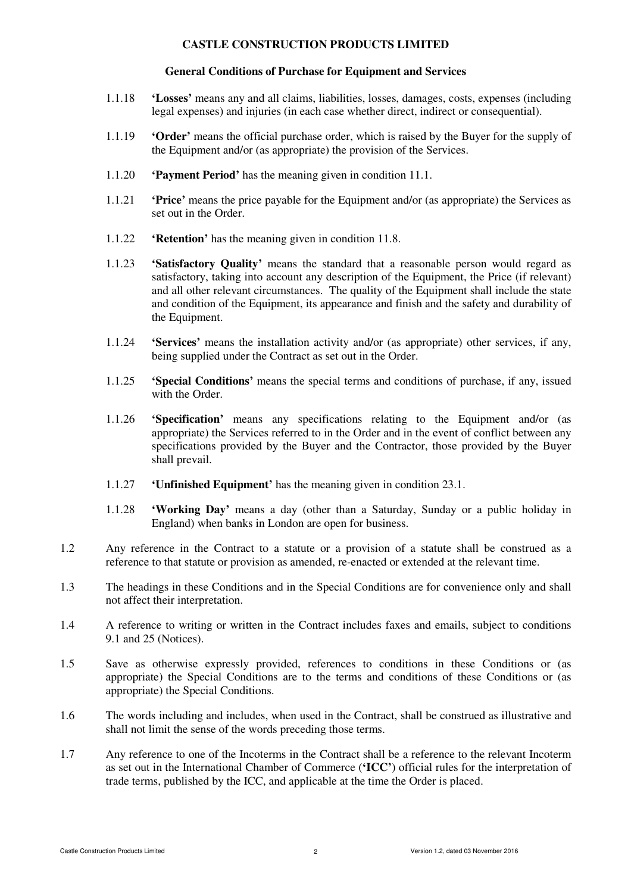**CASTLE CONSTRUCTION PRODUCTS LIMITED**

**General Conditions of Purchase for Equipment and Services**

1.1.18 **'Losses'** means any and all claims, liabilities, losses, damages, costs, expenses (including legal expenses) and injuries (in each case whether direct, indirect or consequential).

1.1.19 **'Order'** means the official purchase order, which is raised by the Buyer for the supply of the Equipment and/or (as appropriate) the provision of the Services.

1.1.20 **'Payment Period'** has the meaning given in condition 11.1.

1.1.21 **'Price'** means the price payable for the Equipment and/or (as appropriate) the Services as set out in the Order.

1.1.22 **'Retention'** has the meaning given in condition 11.8.

1.1.23 **'Satisfactory Quality'** means the standard that a reasonable person would regard as satisfactory, taking into account any description of the Equipment, the Price (if relevant) and all other relevant circumstances. The quality of the Equipment shall include the state and condition of the Equipment, its appearance and finish and the safety and durability of the Equipment.

1.1.24 **'Services'** means the installation activity and/or (as appropriate) other services, if any, being supplied under the Contract as set out in the Order.

1.1.25 **'Special Conditions'** means the special terms and conditions of purchase, if any, issued with the Order.

1.1.26 **'Specification'** means any specifications relating to the Equipment and/or (as appropriate) the Services referred to in the Order and in the event of conflict between any specifications provided by the Buyer and the Contractor, those provided by the Buyer shall prevail.

1.1.27 **'Unfinished Equipment'** has the meaning given in condition 23.1.

1.1.28 **'Working Day'** means a day (other than a Saturday, Sunday or a public holiday in England) when banks in London are open for business.

1.2 Any reference in the Contract to a statute or a provision of a statute shall be construed as a reference to that statute or provision as amended, re-enacted or extended at the relevant time.

1.3 The headings in these Conditions and in the Special Conditions are for convenience only and shall not affect their interpretation.

1.4 A reference to writing or written in the Contract includes faxes and emails, subject to conditions 9.1 and 25 (Notices).

1.5 Save as otherwise expressly provided, references to conditions in these Conditions or (as appropriate) the Special Conditions are to the terms and conditions of these Conditions or (as appropriate) the Special Conditions.

1.6 The words including and includes, when used in the Contract, shall be construed as illustrative and shall not limit the sense of the words preceding those terms.

1.7 Any reference to one of the Incoterms in the Contract shall be a reference to the relevant Incoterm as set out in the International Chamber of Commerce (**'ICC'**) official rules for the interpretation of trade terms, published by the ICC, and applicable at the time the Order is placed.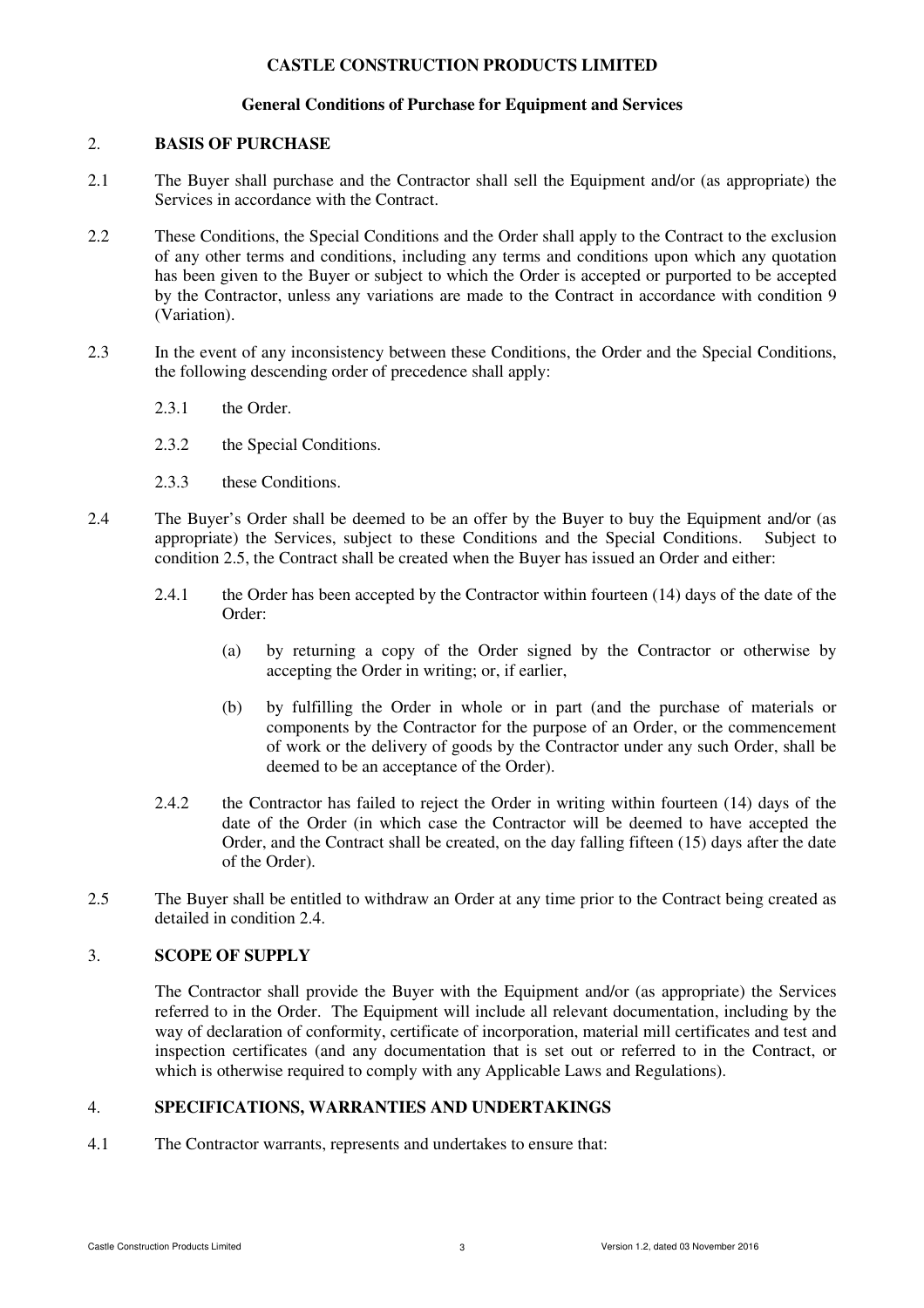**CASTLE CONSTRUCTION PRODUCTS LIMITED**

**General Conditions of Purchase for Equipment and Services**

## 2. BASIS OF PURCHASE

2.1 The Buyer shall purchase and the Contractor shall sell the Equipment and/or (as appropriate) the Services in accordance with the Contract.

2.2 These Conditions, the Special Conditions and the Order shall apply to the Contract to the exclusion of any other terms and conditions, including any terms and conditions upon which any quotation has been given to the Buyer or subject to which the Order is accepted or purported to be accepted by the Contractor, unless any variations are made to the Contract in accordance with condition 9 (Variation).

2.3 In the event of any inconsistency between these Conditions, the Order and the Special Conditions, the following descending order of precedence shall apply:

2.3.1 the Order.

2.3.2 the Special Conditions.

2.3.3 these Conditions.

2.4 The Buyer's Order shall be deemed to be an offer by the Buyer to buy the Equipment and/or (as appropriate) the Services, subject to these Conditions and the Special Conditions. Subject to condition 2.5, the Contract shall be created when the Buyer has issued an Order and either:

2.4.1 the Order has been accepted by the Contractor within fourteen (14) days of the date of the Order:

(a) by returning a copy of the Order signed by the Contractor or otherwise by accepting the Order in writing; or, if earlier,

(b) by fulfilling the Order in whole or in part (and the purchase of materials or components by the Contractor for the purpose of an Order, or the commencement of work or the delivery of goods by the Contractor under any such Order, shall be deemed to be an acceptance of the Order).

2.4.2 the Contractor has failed to reject the Order in writing within fourteen (14) days of the date of the Order (in which case the Contractor will be deemed to have accepted the Order, and the Contract shall be created, on the day falling fifteen (15) days after the date of the Order).

2.5 The Buyer shall be entitled to withdraw an Order at any time prior to the Contract being created as detailed in condition 2.4.

## 3. SCOPE OF SUPPLY

The Contractor shall provide the Buyer with the Equipment and/or (as appropriate) the Services referred to in the Order. The Equipment will include all relevant documentation, including by the way of declaration of conformity, certificate of incorporation, material mill certificates and test and inspection certificates (and any documentation that is set out or referred to in the Contract, or which is otherwise required to comply with any Applicable Laws and Regulations).

## 4. SPECIFICATIONS, WARRANTIES AND UNDERTAKINGS

4.1 The Contractor warrants, represents and undertakes to ensure that: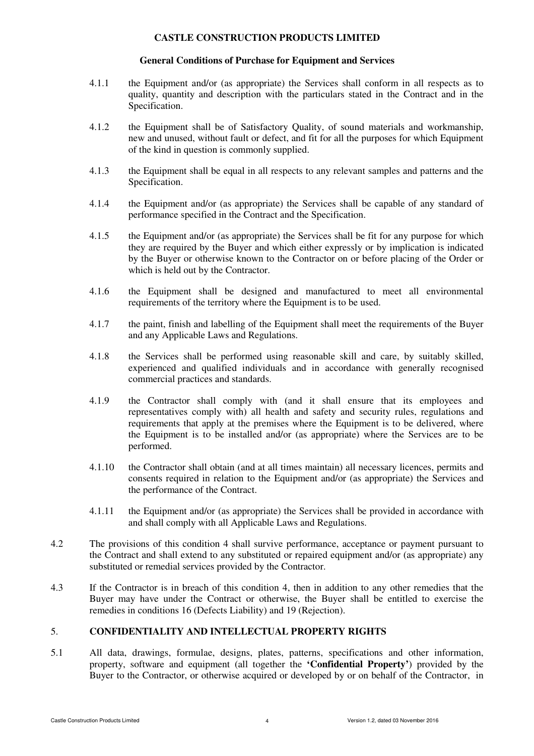4.1.1 the Equipment and/or (as appropriate) the Services shall conform in all respects as to quality, quantity and description with the particulars stated in the Contract and in the Specification.

4.1.2 the Equipment shall be of Satisfactory Quality, of sound materials and workmanship, new and unused, without fault or defect, and fit for all the purposes for which Equipment of the kind in question is commonly supplied.

4.1.3 the Equipment shall be equal in all respects to any relevant samples and patterns and the Specification.

4.1.4 the Equipment and/or (as appropriate) the Services shall be capable of any standard of performance specified in the Contract and the Specification.

4.1.5 the Equipment and/or (as appropriate) the Services shall be fit for any purpose for which they are required by the Buyer and which either expressly or by implication is indicated by the Buyer or otherwise known to the Contractor on or before placing of the Order or which is held out by the Contractor.

4.1.6 the Equipment shall be designed and manufactured to meet all environmental requirements of the territory where the Equipment is to be used.

4.1.7 the paint, finish and labelling of the Equipment shall meet the requirements of the Buyer and any Applicable Laws and Regulations.

4.1.8 the Services shall be performed using reasonable skill and care, by suitably skilled, experienced and qualified individuals and in accordance with generally recognised commercial practices and standards.

4.1.9 the Contractor shall comply with (and it shall ensure that its employees and representatives comply with) all health and safety and security rules, regulations and requirements that apply at the premises where the Equipment is to be delivered, where the Equipment is to be installed and/or (as appropriate) where the Services are to be performed.

4.1.10 the Contractor shall obtain (and at all times maintain) all necessary licences, permits and consents required in relation to the Equipment and/or (as appropriate) the Services and the performance of the Contract.

4.1.11 the Equipment and/or (as appropriate) the Services shall be provided in accordance with and shall comply with all Applicable Laws and Regulations.

4.2 The provisions of this condition 4 shall survive performance, acceptance or payment pursuant to the Contract and shall extend to any substituted or repaired equipment and/or (as appropriate) any substituted or remedial services provided by the Contractor.

4.3 If the Contractor is in breach of this condition 4, then in addition to any other remedies that the Buyer may have under the Contract or otherwise, the Buyer shall be entitled to exercise the remedies in conditions 16 (Defects Liability) and 19 (Rejection).

## 5. CONFIDENTIALITY AND INTELLECTUAL PROPERTY RIGHTS

5.1 All data, drawings, formulae, designs, plates, patterns, specifications and other information, property, software and equipment (all together the **'Confidential Property'**) provided by the Buyer to the Contractor, or otherwise acquired or developed by or on behalf of the Contractor, in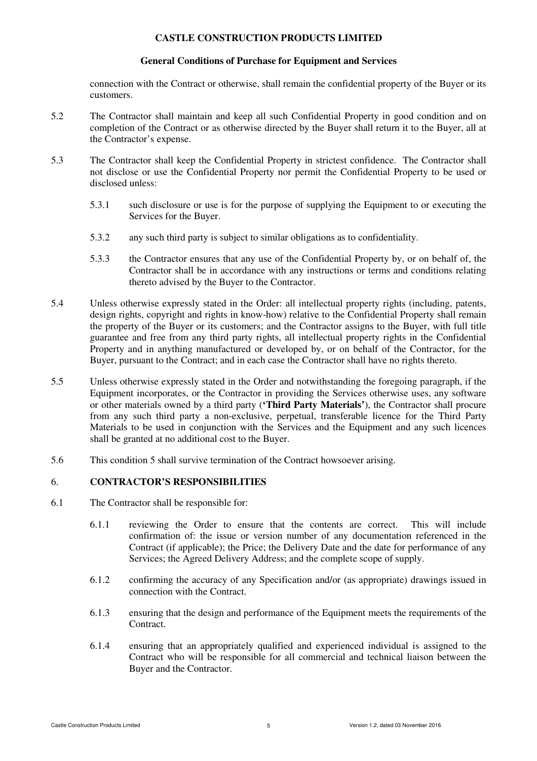connection with the Contract or otherwise, shall remain the confidential property of the Buyer or its customers.

5.2 The Contractor shall maintain and keep all such Confidential Property in good condition and on completion of the Contract or as otherwise directed by the Buyer shall return it to the Buyer, all at the Contractor's expense.

5.3 The Contractor shall keep the Confidential Property in strictest confidence. The Contractor shall not disclose or use the Confidential Property nor permit the Confidential Property to be used or disclosed unless:

5.3.1 such disclosure or use is for the purpose of supplying the Equipment to or executing the Services for the Buyer.

5.3.2 any such third party is subject to similar obligations as to confidentiality.

5.3.3 the Contractor ensures that any use of the Confidential Property by, or on behalf of, the Contractor shall be in accordance with any instructions or terms and conditions relating thereto advised by the Buyer to the Contractor.

5.4 Unless otherwise expressly stated in the Order: all intellectual property rights (including, patents, design rights, copyright and rights in know-how) relative to the Confidential Property shall remain the property of the Buyer or its customers; and the Contractor assigns to the Buyer, with full title guarantee and free from any third party rights, all intellectual property rights in the Confidential Property and in anything manufactured or developed by, or on behalf of the Contractor, for the Buyer, pursuant to the Contract; and in each case the Contractor shall have no rights thereto.

5.5 Unless otherwise expressly stated in the Order and notwithstanding the foregoing paragraph, if the Equipment incorporates, or the Contractor in providing the Services otherwise uses, any software or other materials owned by a third party (**'Third Party Materials'**), the Contractor shall procure from any such third party a non-exclusive, perpetual, transferable licence for the Third Party Materials to be used in conjunction with the Services and the Equipment and any such licences shall be granted at no additional cost to the Buyer.

5.6 This condition 5 shall survive termination of the Contract howsoever arising.

## 6. CONTRACTOR'S RESPONSIBILITIES

6.1 The Contractor shall be responsible for:

6.1.1 reviewing the Order to ensure that the contents are correct. This will include confirmation of: the issue or version number of any documentation referenced in the Contract (if applicable); the Price; the Delivery Date and the date for performance of any Services; the Agreed Delivery Address; and the complete scope of supply.

6.1.2 confirming the accuracy of any Specification and/or (as appropriate) drawings issued in connection with the Contract.

6.1.3 ensuring that the design and performance of the Equipment meets the requirements of the Contract.

6.1.4 ensuring that an appropriately qualified and experienced individual is assigned to the Contract who will be responsible for all commercial and technical liaison between the Buyer and the Contractor.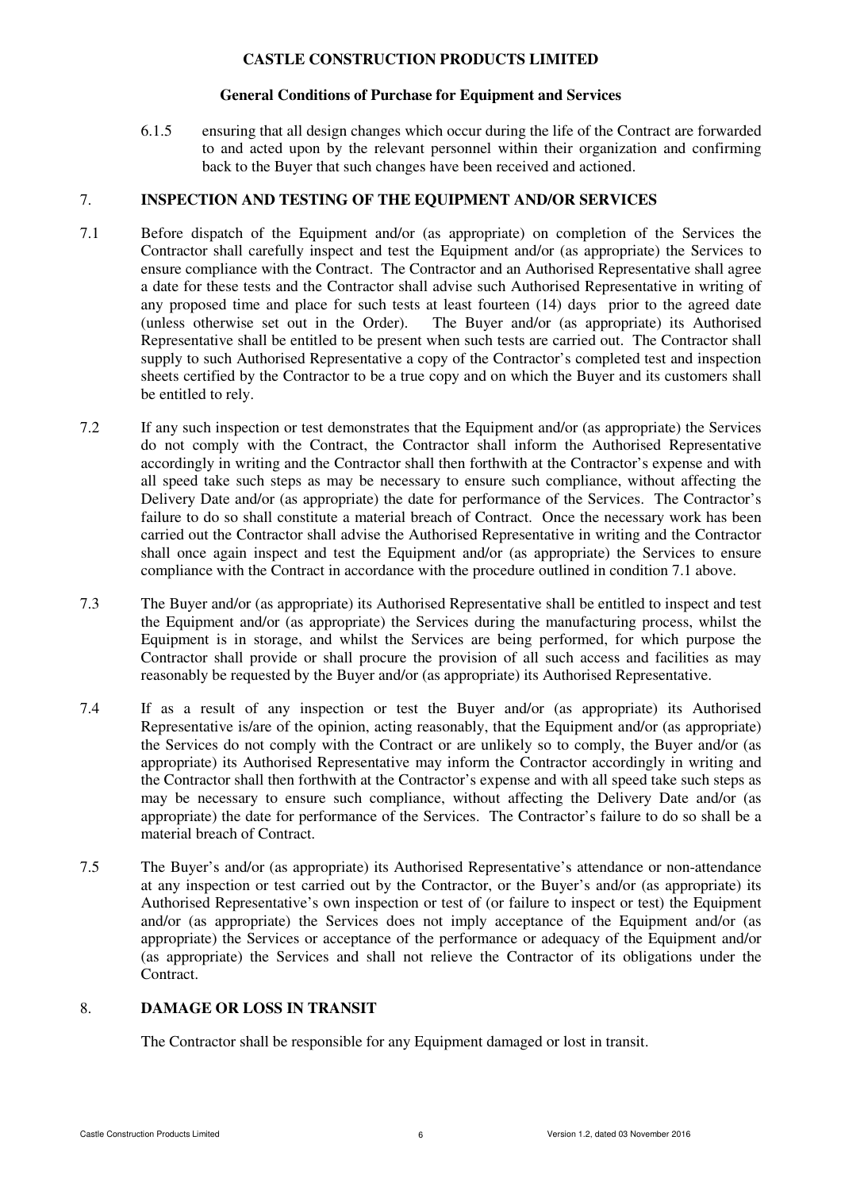6.1.5 ensuring that all design changes which occur during the life of the Contract are forwarded to and acted upon by the relevant personnel within their organization and confirming back to the Buyer that such changes have been received and actioned.

## 7. INSPECTION AND TESTING OF THE EQUIPMENT AND/OR SERVICES

7.1 Before dispatch of the Equipment and/or (as appropriate) on completion of the Services the Contractor shall carefully inspect and test the Equipment and/or (as appropriate) the Services to ensure compliance with the Contract. The Contractor and an Authorised Representative shall agree a date for these tests and the Contractor shall advise such Authorised Representative in writing of any proposed time and place for such tests at least fourteen (14) days prior to the agreed date (unless otherwise set out in the Order). The Buyer and/or (as appropriate) its Authorised Representative shall be entitled to be present when such tests are carried out. The Contractor shall supply to such Authorised Representative a copy of the Contractor's completed test and inspection sheets certified by the Contractor to be a true copy and on which the Buyer and its customers shall be entitled to rely.

7.2 If any such inspection or test demonstrates that the Equipment and/or (as appropriate) the Services do not comply with the Contract, the Contractor shall inform the Authorised Representative accordingly in writing and the Contractor shall then forthwith at the Contractor's expense and with all speed take such steps as may be necessary to ensure such compliance, without affecting the Delivery Date and/or (as appropriate) the date for performance of the Services. The Contractor's failure to do so shall constitute a material breach of Contract. Once the necessary work has been carried out the Contractor shall advise the Authorised Representative in writing and the Contractor shall once again inspect and test the Equipment and/or (as appropriate) the Services to ensure compliance with the Contract in accordance with the procedure outlined in condition 7.1 above.

7.3 The Buyer and/or (as appropriate) its Authorised Representative shall be entitled to inspect and test the Equipment and/or (as appropriate) the Services during the manufacturing process, whilst the Equipment is in storage, and whilst the Services are being performed, for which purpose the Contractor shall provide or shall procure the provision of all such access and facilities as may reasonably be requested by the Buyer and/or (as appropriate) its Authorised Representative.

7.4 If as a result of any inspection or test the Buyer and/or (as appropriate) its Authorised Representative is/are of the opinion, acting reasonably, that the Equipment and/or (as appropriate) the Services do not comply with the Contract or are unlikely so to comply, the Buyer and/or (as appropriate) its Authorised Representative may inform the Contractor accordingly in writing and the Contractor shall then forthwith at the Contractor's expense and with all speed take such steps as may be necessary to ensure such compliance, without affecting the Delivery Date and/or (as appropriate) the date for performance of the Services. The Contractor's failure to do so shall be a material breach of Contract.

7.5 The Buyer's and/or (as appropriate) its Authorised Representative's attendance or non-attendance at any inspection or test carried out by the Contractor, or the Buyer's and/or (as appropriate) its Authorised Representative's own inspection or test of (or failure to inspect or test) the Equipment and/or (as appropriate) the Services does not imply acceptance of the Equipment and/or (as appropriate) the Services or acceptance of the performance or adequacy of the Equipment and/or (as appropriate) the Services and shall not relieve the Contractor of its obligations under the Contract.

## 8. DAMAGE OR LOSS IN TRANSIT

The Contractor shall be responsible for any Equipment damaged or lost in transit.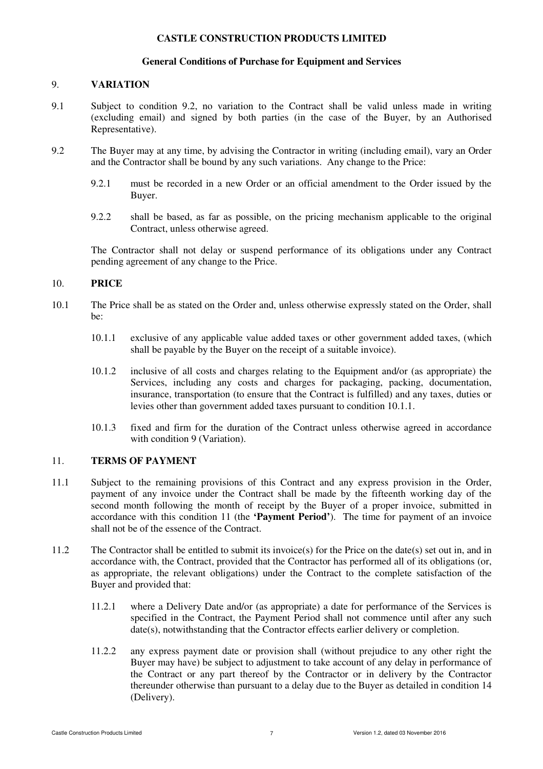**CASTLE CONSTRUCTION PRODUCTS LIMITED**

**General Conditions of Purchase for Equipment and Services**

## 9. VARIATION

9.1 Subject to condition 9.2, no variation to the Contract shall be valid unless made in writing (excluding email) and signed by both parties (in the case of the Buyer, by an Authorised Representative).

9.2 The Buyer may at any time, by advising the Contractor in writing (including email), vary an Order and the Contractor shall be bound by any such variations. Any change to the Price:

9.2.1 must be recorded in a new Order or an official amendment to the Order issued by the Buyer.

9.2.2 shall be based, as far as possible, on the pricing mechanism applicable to the original Contract, unless otherwise agreed.

The Contractor shall not delay or suspend performance of its obligations under any Contract pending agreement of any change to the Price.

## 10. PRICE

10.1 The Price shall be as stated on the Order and, unless otherwise expressly stated on the Order, shall be:

10.1.1 exclusive of any applicable value added taxes or other government added taxes, (which shall be payable by the Buyer on the receipt of a suitable invoice).

10.1.2 inclusive of all costs and charges relating to the Equipment and/or (as appropriate) the Services, including any costs and charges for packaging, packing, documentation, insurance, transportation (to ensure that the Contract is fulfilled) and any taxes, duties or levies other than government added taxes pursuant to condition 10.1.1.

10.1.3 fixed and firm for the duration of the Contract unless otherwise agreed in accordance with condition 9 (Variation).

## 11. TERMS OF PAYMENT

11.1 Subject to the remaining provisions of this Contract and any express provision in the Order, payment of any invoice under the Contract shall be made by the fifteenth working day of the second month following the month of receipt by the Buyer of a proper invoice, submitted in accordance with this condition 11 (the **'Payment Period'**). The time for payment of an invoice shall not be of the essence of the Contract.

11.2 The Contractor shall be entitled to submit its invoice(s) for the Price on the date(s) set out in, and in accordance with, the Contract, provided that the Contractor has performed all of its obligations (or, as appropriate, the relevant obligations) under the Contract to the complete satisfaction of the Buyer and provided that:

11.2.1 where a Delivery Date and/or (as appropriate) a date for performance of the Services is specified in the Contract, the Payment Period shall not commence until after any such date(s), notwithstanding that the Contractor effects earlier delivery or completion.

11.2.2 any express payment date or provision shall (without prejudice to any other right the Buyer may have) be subject to adjustment to take account of any delay in performance of the Contract or any part thereof by the Contractor or in delivery by the Contractor thereunder otherwise than pursuant to a delay due to the Buyer as detailed in condition 14 (Delivery).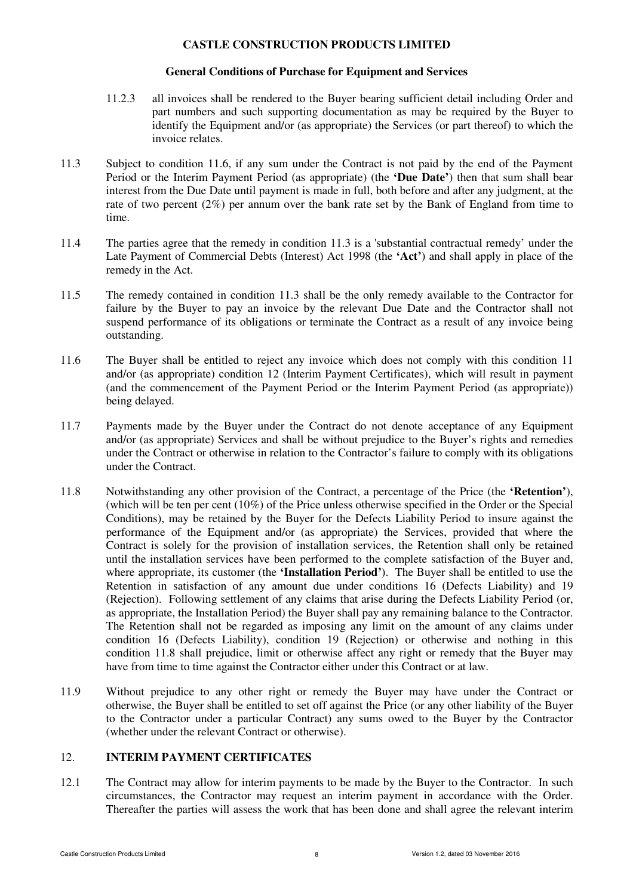11.2.3 all invoices shall be rendered to the Buyer bearing sufficient detail including Order and part numbers and such supporting documentation as may be required by the Buyer to identify the Equipment and/or (as appropriate) the Services (or part thereof) to which the invoice relates.

11.3 Subject to condition 11.6, if any sum under the Contract is not paid by the end of the Payment Period or the Interim Payment Period (as appropriate) (the **'Due Date'**) then that sum shall bear interest from the Due Date until payment is made in full, both before and after any judgment, at the rate of two percent (2%) per annum over the bank rate set by the Bank of England from time to time.

11.4 The parties agree that the remedy in condition 11.3 is a 'substantial contractual remedy' under the Late Payment of Commercial Debts (Interest) Act 1998 (the **'Act'**) and shall apply in place of the remedy in the Act.

11.5 The remedy contained in condition 11.3 shall be the only remedy available to the Contractor for failure by the Buyer to pay an invoice by the relevant Due Date and the Contractor shall not suspend performance of its obligations or terminate the Contract as a result of any invoice being outstanding.

11.6 The Buyer shall be entitled to reject any invoice which does not comply with this condition 11 and/or (as appropriate) condition 12 (Interim Payment Certificates), which will result in payment (and the commencement of the Payment Period or the Interim Payment Period (as appropriate)) being delayed.

11.7 Payments made by the Buyer under the Contract do not denote acceptance of any Equipment and/or (as appropriate) Services and shall be without prejudice to the Buyer's rights and remedies under the Contract or otherwise in relation to the Contractor's failure to comply with its obligations under the Contract.

11.8 Notwithstanding any other provision of the Contract, a percentage of the Price (the **'Retention'**), (which will be ten per cent (10%) of the Price unless otherwise specified in the Order or the Special Conditions), may be retained by the Buyer for the Defects Liability Period to insure against the performance of the Equipment and/or (as appropriate) the Services, provided that where the Contract is solely for the provision of installation services, the Retention shall only be retained until the installation services have been performed to the complete satisfaction of the Buyer and, where appropriate, its customer (the **'Installation Period'**). The Buyer shall be entitled to use the Retention in satisfaction of any amount due under conditions 16 (Defects Liability) and 19 (Rejection). Following settlement of any claims that arise during the Defects Liability Period (or, as appropriate, the Installation Period) the Buyer shall pay any remaining balance to the Contractor. The Retention shall not be regarded as imposing any limit on the amount of any claims under condition 16 (Defects Liability), condition 19 (Rejection) or otherwise and nothing in this condition 11.8 shall prejudice, limit or otherwise affect any right or remedy that the Buyer may have from time to time against the Contractor either under this Contract or at law.

11.9 Without prejudice to any other right or remedy the Buyer may have under the Contract or otherwise, the Buyer shall be entitled to set off against the Price (or any other liability of the Buyer to the Contractor under a particular Contract) any sums owed to the Buyer by the Contractor (whether under the relevant Contract or otherwise).

## 12. INTERIM PAYMENT CERTIFICATES

12.1 The Contract may allow for interim payments to be made by the Buyer to the Contractor. In such circumstances, the Contractor may request an interim payment in accordance with the Order. Thereafter the parties will assess the work that has been done and shall agree the relevant interim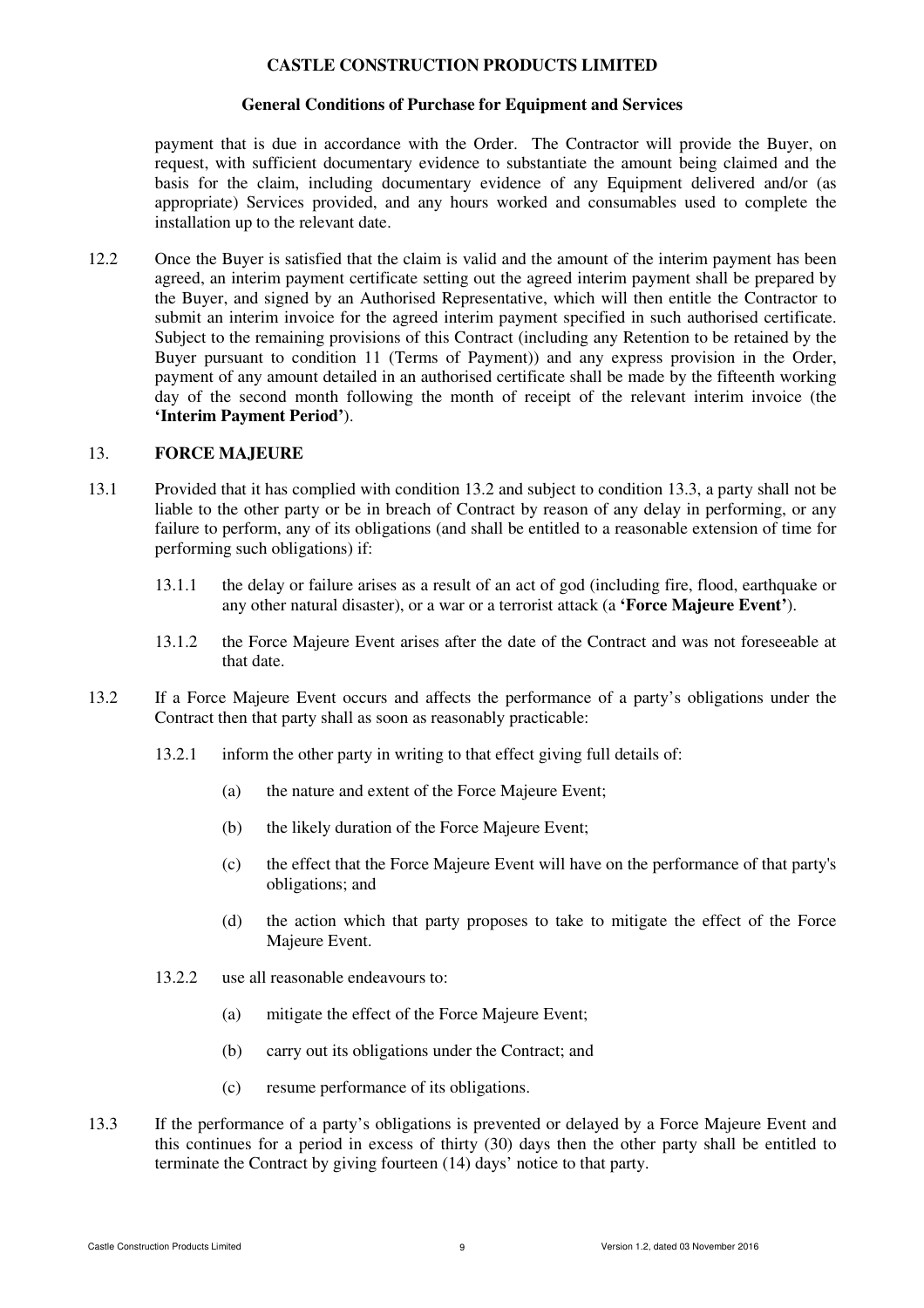payment that is due in accordance with the Order. The Contractor will provide the Buyer, on request, with sufficient documentary evidence to substantiate the amount being claimed and the basis for the claim, including documentary evidence of any Equipment delivered and/or (as appropriate) Services provided, and any hours worked and consumables used to complete the installation up to the relevant date.

12.2 Once the Buyer is satisfied that the claim is valid and the amount of the interim payment has been agreed, an interim payment certificate setting out the agreed interim payment shall be prepared by the Buyer, and signed by an Authorised Representative, which will then entitle the Contractor to submit an interim invoice for the agreed interim payment specified in such authorised certificate. Subject to the remaining provisions of this Contract (including any Retention to be retained by the Buyer pursuant to condition 11 (Terms of Payment)) and any express provision in the Order, payment of any amount detailed in an authorised certificate shall be made by the fifteenth working day of the second month following the month of receipt of the relevant interim invoice (the **'Interim Payment Period'**).

## 13. FORCE MAJEURE

13.1 Provided that it has complied with condition 13.2 and subject to condition 13.3, a party shall not be liable to the other party or be in breach of Contract by reason of any delay in performing, or any failure to perform, any of its obligations (and shall be entitled to a reasonable extension of time for performing such obligations) if:

13.1.1 the delay or failure arises as a result of an act of god (including fire, flood, earthquake or any other natural disaster), or a war or a terrorist attack (a **'Force Majeure Event'**).

13.1.2 the Force Majeure Event arises after the date of the Contract and was not foreseeable at that date.

13.2 If a Force Majeure Event occurs and affects the performance of a party's obligations under the Contract then that party shall as soon as reasonably practicable:

13.2.1 inform the other party in writing to that effect giving full details of:

(a) the nature and extent of the Force Majeure Event;

(b) the likely duration of the Force Majeure Event;

(c) the effect that the Force Majeure Event will have on the performance of that party's obligations; and

(d) the action which that party proposes to take to mitigate the effect of the Force Majeure Event.

13.2.2 use all reasonable endeavours to:

(a) mitigate the effect of the Force Majeure Event;

(b) carry out its obligations under the Contract; and

(c) resume performance of its obligations.

13.3 If the performance of a party's obligations is prevented or delayed by a Force Majeure Event and this continues for a period in excess of thirty (30) days then the other party shall be entitled to terminate the Contract by giving fourteen (14) days' notice to that party.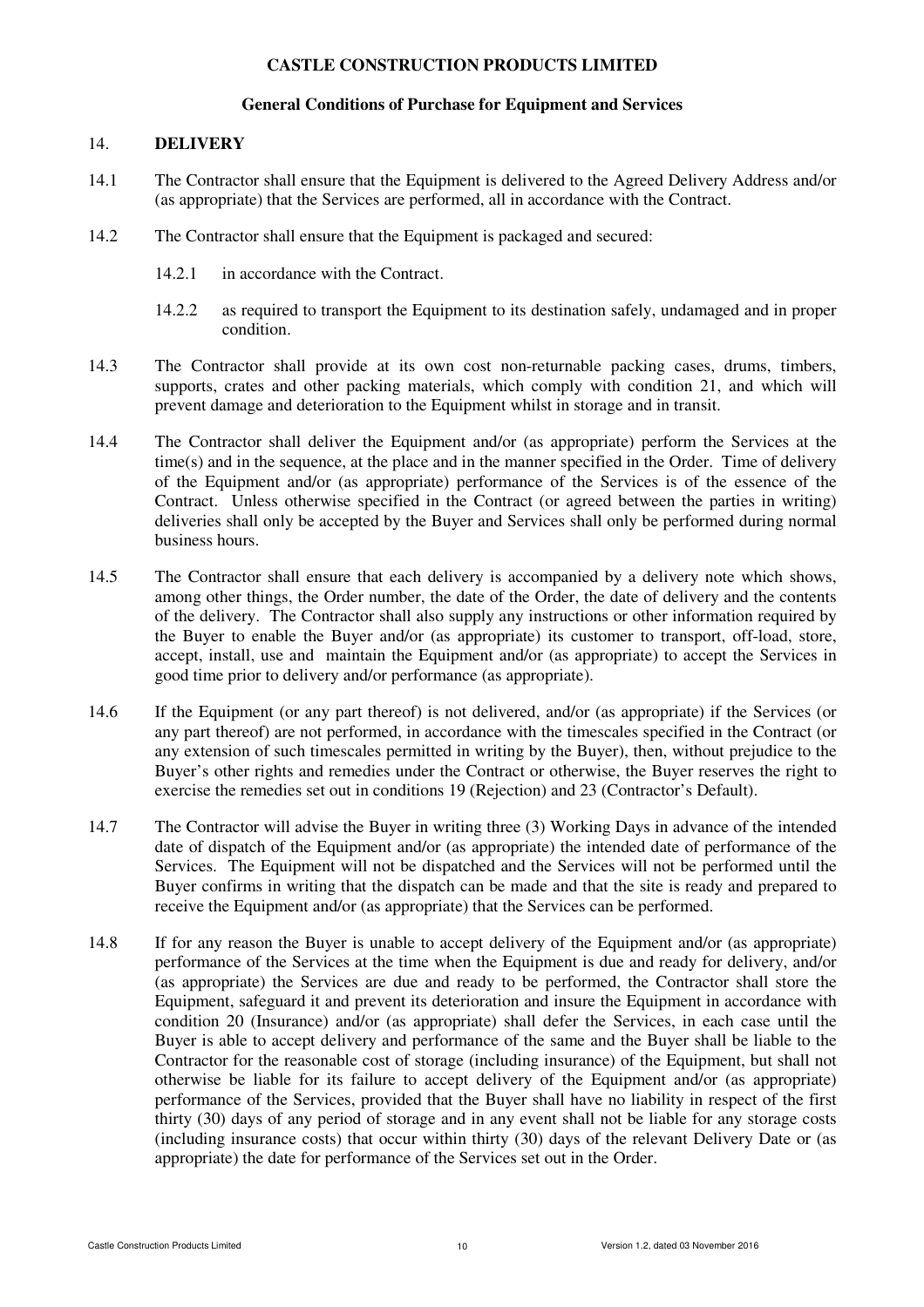**CASTLE CONSTRUCTION PRODUCTS LIMITED**

**General Conditions of Purchase for Equipment and Services**

## 14. DELIVERY

14.1 The Contractor shall ensure that the Equipment is delivered to the Agreed Delivery Address and/or (as appropriate) that the Services are performed, all in accordance with the Contract.

14.2 The Contractor shall ensure that the Equipment is packaged and secured:

14.2.1 in accordance with the Contract.

14.2.2 as required to transport the Equipment to its destination safely, undamaged and in proper condition.

14.3 The Contractor shall provide at its own cost non-returnable packing cases, drums, timbers, supports, crates and other packing materials, which comply with condition 21, and which will prevent damage and deterioration to the Equipment whilst in storage and in transit.

14.4 The Contractor shall deliver the Equipment and/or (as appropriate) perform the Services at the time(s) and in the sequence, at the place and in the manner specified in the Order. Time of delivery of the Equipment and/or (as appropriate) performance of the Services is of the essence of the Contract. Unless otherwise specified in the Contract (or agreed between the parties in writing) deliveries shall only be accepted by the Buyer and Services shall only be performed during normal business hours.

14.5 The Contractor shall ensure that each delivery is accompanied by a delivery note which shows, among other things, the Order number, the date of the Order, the date of delivery and the contents of the delivery. The Contractor shall also supply any instructions or other information required by the Buyer to enable the Buyer and/or (as appropriate) its customer to transport, off-load, store, accept, install, use and maintain the Equipment and/or (as appropriate) to accept the Services in good time prior to delivery and/or performance (as appropriate).

14.6 If the Equipment (or any part thereof) is not delivered, and/or (as appropriate) if the Services (or any part thereof) are not performed, in accordance with the timescales specified in the Contract (or any extension of such timescales permitted in writing by the Buyer), then, without prejudice to the Buyer's other rights and remedies under the Contract or otherwise, the Buyer reserves the right to exercise the remedies set out in conditions 19 (Rejection) and 23 (Contractor's Default).

14.7 The Contractor will advise the Buyer in writing three (3) Working Days in advance of the intended date of dispatch of the Equipment and/or (as appropriate) the intended date of performance of the Services. The Equipment will not be dispatched and the Services will not be performed until the Buyer confirms in writing that the dispatch can be made and that the site is ready and prepared to receive the Equipment and/or (as appropriate) that the Services can be performed.

14.8 If for any reason the Buyer is unable to accept delivery of the Equipment and/or (as appropriate) performance of the Services at the time when the Equipment is due and ready for delivery, and/or (as appropriate) the Services are due and ready to be performed, the Contractor shall store the Equipment, safeguard it and prevent its deterioration and insure the Equipment in accordance with condition 20 (Insurance) and/or (as appropriate) shall defer the Services, in each case until the Buyer is able to accept delivery and performance of the same and the Buyer shall be liable to the Contractor for the reasonable cost of storage (including insurance) of the Equipment, but shall not otherwise be liable for its failure to accept delivery of the Equipment and/or (as appropriate) performance of the Services, provided that the Buyer shall have no liability in respect of the first thirty (30) days of any period of storage and in any event shall not be liable for any storage costs (including insurance costs) that occur within thirty (30) days of the relevant Delivery Date or (as appropriate) the date for performance of the Services set out in the Order.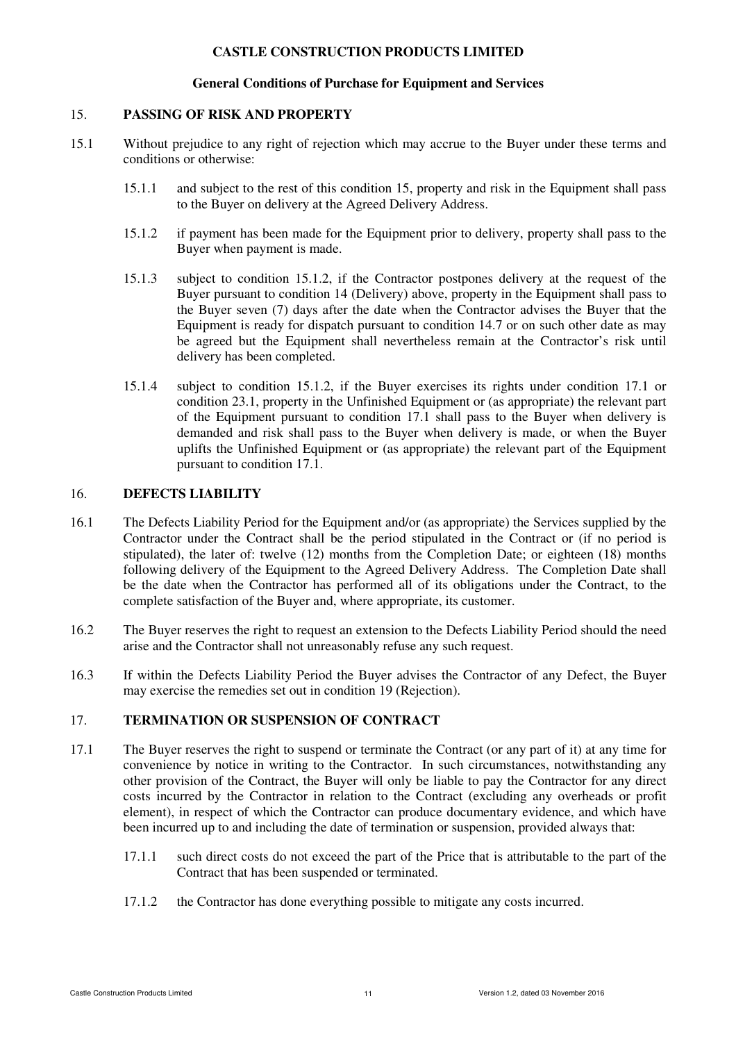**CASTLE CONSTRUCTION PRODUCTS LIMITED**

**General Conditions of Purchase for Equipment and Services**

## 15. PASSING OF RISK AND PROPERTY

15.1 Without prejudice to any right of rejection which may accrue to the Buyer under these terms and conditions or otherwise:

15.1.1 and subject to the rest of this condition 15, property and risk in the Equipment shall pass to the Buyer on delivery at the Agreed Delivery Address.

15.1.2 if payment has been made for the Equipment prior to delivery, property shall pass to the Buyer when payment is made.

15.1.3 subject to condition 15.1.2, if the Contractor postpones delivery at the request of the Buyer pursuant to condition 14 (Delivery) above, property in the Equipment shall pass to the Buyer seven (7) days after the date when the Contractor advises the Buyer that the Equipment is ready for dispatch pursuant to condition 14.7 or on such other date as may be agreed but the Equipment shall nevertheless remain at the Contractor's risk until delivery has been completed.

15.1.4 subject to condition 15.1.2, if the Buyer exercises its rights under condition 17.1 or condition 23.1, property in the Unfinished Equipment or (as appropriate) the relevant part of the Equipment pursuant to condition 17.1 shall pass to the Buyer when delivery is demanded and risk shall pass to the Buyer when delivery is made, or when the Buyer uplifts the Unfinished Equipment or (as appropriate) the relevant part of the Equipment pursuant to condition 17.1.

## 16. DEFECTS LIABILITY

16.1 The Defects Liability Period for the Equipment and/or (as appropriate) the Services supplied by the Contractor under the Contract shall be the period stipulated in the Contract or (if no period is stipulated), the later of: twelve (12) months from the Completion Date; or eighteen (18) months following delivery of the Equipment to the Agreed Delivery Address. The Completion Date shall be the date when the Contractor has performed all of its obligations under the Contract, to the complete satisfaction of the Buyer and, where appropriate, its customer.

16.2 The Buyer reserves the right to request an extension to the Defects Liability Period should the need arise and the Contractor shall not unreasonably refuse any such request.

16.3 If within the Defects Liability Period the Buyer advises the Contractor of any Defect, the Buyer may exercise the remedies set out in condition 19 (Rejection).

## 17. TERMINATION OR SUSPENSION OF CONTRACT

17.1 The Buyer reserves the right to suspend or terminate the Contract (or any part of it) at any time for convenience by notice in writing to the Contractor. In such circumstances, notwithstanding any other provision of the Contract, the Buyer will only be liable to pay the Contractor for any direct costs incurred by the Contractor in relation to the Contract (excluding any overheads or profit element), in respect of which the Contractor can produce documentary evidence, and which have been incurred up to and including the date of termination or suspension, provided always that:

17.1.1 such direct costs do not exceed the part of the Price that is attributable to the part of the Contract that has been suspended or terminated.

17.1.2 the Contractor has done everything possible to mitigate any costs incurred.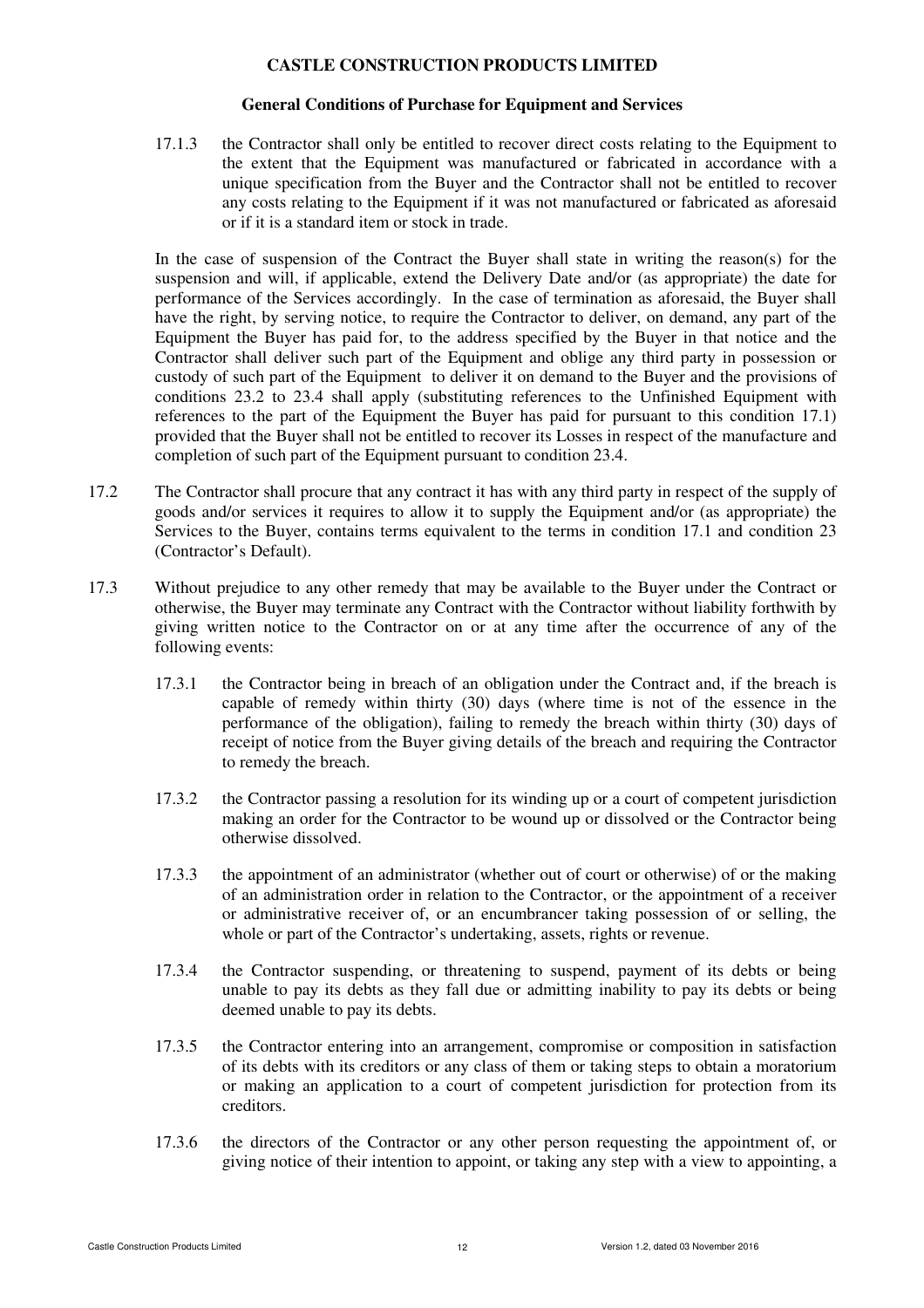17.1.3 the Contractor shall only be entitled to recover direct costs relating to the Equipment to the extent that the Equipment was manufactured or fabricated in accordance with a unique specification from the Buyer and the Contractor shall not be entitled to recover any costs relating to the Equipment if it was not manufactured or fabricated as aforesaid or if it is a standard item or stock in trade.

In the case of suspension of the Contract the Buyer shall state in writing the reason(s) for the suspension and will, if applicable, extend the Delivery Date and/or (as appropriate) the date for performance of the Services accordingly. In the case of termination as aforesaid, the Buyer shall have the right, by serving notice, to require the Contractor to deliver, on demand, any part of the Equipment the Buyer has paid for, to the address specified by the Buyer in that notice and the Contractor shall deliver such part of the Equipment and oblige any third party in possession or custody of such part of the Equipment to deliver it on demand to the Buyer and the provisions of conditions 23.2 to 23.4 shall apply (substituting references to the Unfinished Equipment with references to the part of the Equipment the Buyer has paid for pursuant to this condition 17.1) provided that the Buyer shall not be entitled to recover its Losses in respect of the manufacture and completion of such part of the Equipment pursuant to condition 23.4.

17.2 The Contractor shall procure that any contract it has with any third party in respect of the supply of goods and/or services it requires to allow it to supply the Equipment and/or (as appropriate) the Services to the Buyer, contains terms equivalent to the terms in condition 17.1 and condition 23 (Contractor's Default).

17.3 Without prejudice to any other remedy that may be available to the Buyer under the Contract or otherwise, the Buyer may terminate any Contract with the Contractor without liability forthwith by giving written notice to the Contractor on or at any time after the occurrence of any of the following events:

17.3.1 the Contractor being in breach of an obligation under the Contract and, if the breach is capable of remedy within thirty (30) days (where time is not of the essence in the performance of the obligation), failing to remedy the breach within thirty (30) days of receipt of notice from the Buyer giving details of the breach and requiring the Contractor to remedy the breach.

17.3.2 the Contractor passing a resolution for its winding up or a court of competent jurisdiction making an order for the Contractor to be wound up or dissolved or the Contractor being otherwise dissolved.

17.3.3 the appointment of an administrator (whether out of court or otherwise) of or the making of an administration order in relation to the Contractor, or the appointment of a receiver or administrative receiver of, or an encumbrancer taking possession of or selling, the whole or part of the Contractor's undertaking, assets, rights or revenue.

17.3.4 the Contractor suspending, or threatening to suspend, payment of its debts or being unable to pay its debts as they fall due or admitting inability to pay its debts or being deemed unable to pay its debts.

17.3.5 the Contractor entering into an arrangement, compromise or composition in satisfaction of its debts with its creditors or any class of them or taking steps to obtain a moratorium or making an application to a court of competent jurisdiction for protection from its creditors.

17.3.6 the directors of the Contractor or any other person requesting the appointment of, or giving notice of their intention to appoint, or taking any step with a view to appointing, a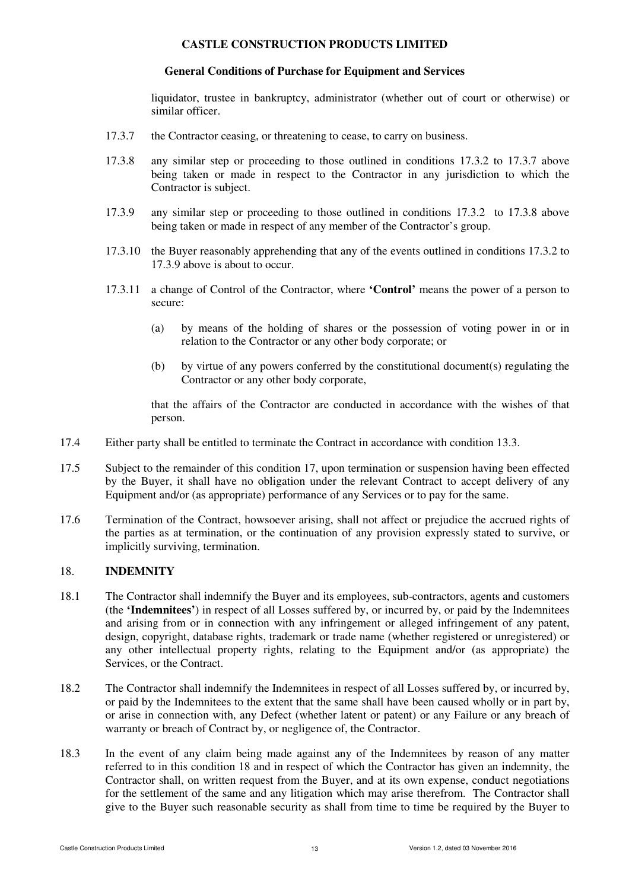liquidator, trustee in bankruptcy, administrator (whether out of court or otherwise) or similar officer.

17.3.7 the Contractor ceasing, or threatening to cease, to carry on business.

17.3.8 any similar step or proceeding to those outlined in conditions 17.3.2 to 17.3.7 above being taken or made in respect to the Contractor in any jurisdiction to which the Contractor is subject.

17.3.9 any similar step or proceeding to those outlined in conditions 17.3.2 to 17.3.8 above being taken or made in respect of any member of the Contractor's group.

17.3.10 the Buyer reasonably apprehending that any of the events outlined in conditions 17.3.2 to 17.3.9 above is about to occur.

17.3.11 a change of Control of the Contractor, where **'Control'** means the power of a person to secure:

(a) by means of the holding of shares or the possession of voting power in or in relation to the Contractor or any other body corporate; or

(b) by virtue of any powers conferred by the constitutional document(s) regulating the Contractor or any other body corporate,

that the affairs of the Contractor are conducted in accordance with the wishes of that person.

17.4 Either party shall be entitled to terminate the Contract in accordance with condition 13.3.

17.5 Subject to the remainder of this condition 17, upon termination or suspension having been effected by the Buyer, it shall have no obligation under the relevant Contract to accept delivery of any Equipment and/or (as appropriate) performance of any Services or to pay for the same.

17.6 Termination of the Contract, howsoever arising, shall not affect or prejudice the accrued rights of the parties as at termination, or the continuation of any provision expressly stated to survive, or implicitly surviving, termination.

## 18. INDEMNITY

18.1 The Contractor shall indemnify the Buyer and its employees, sub-contractors, agents and customers (the **'Indemnitees'**) in respect of all Losses suffered by, or incurred by, or paid by the Indemnitees and arising from or in connection with any infringement or alleged infringement of any patent, design, copyright, database rights, trademark or trade name (whether registered or unregistered) or any other intellectual property rights, relating to the Equipment and/or (as appropriate) the Services, or the Contract.

18.2 The Contractor shall indemnify the Indemnitees in respect of all Losses suffered by, or incurred by, or paid by the Indemnitees to the extent that the same shall have been caused wholly or in part by, or arise in connection with, any Defect (whether latent or patent) or any Failure or any breach of warranty or breach of Contract by, or negligence of, the Contractor.

18.3 In the event of any claim being made against any of the Indemnitees by reason of any matter referred to in this condition 18 and in respect of which the Contractor has given an indemnity, the Contractor shall, on written request from the Buyer, and at its own expense, conduct negotiations for the settlement of the same and any litigation which may arise therefrom. The Contractor shall give to the Buyer such reasonable security as shall from time to time be required by the Buyer to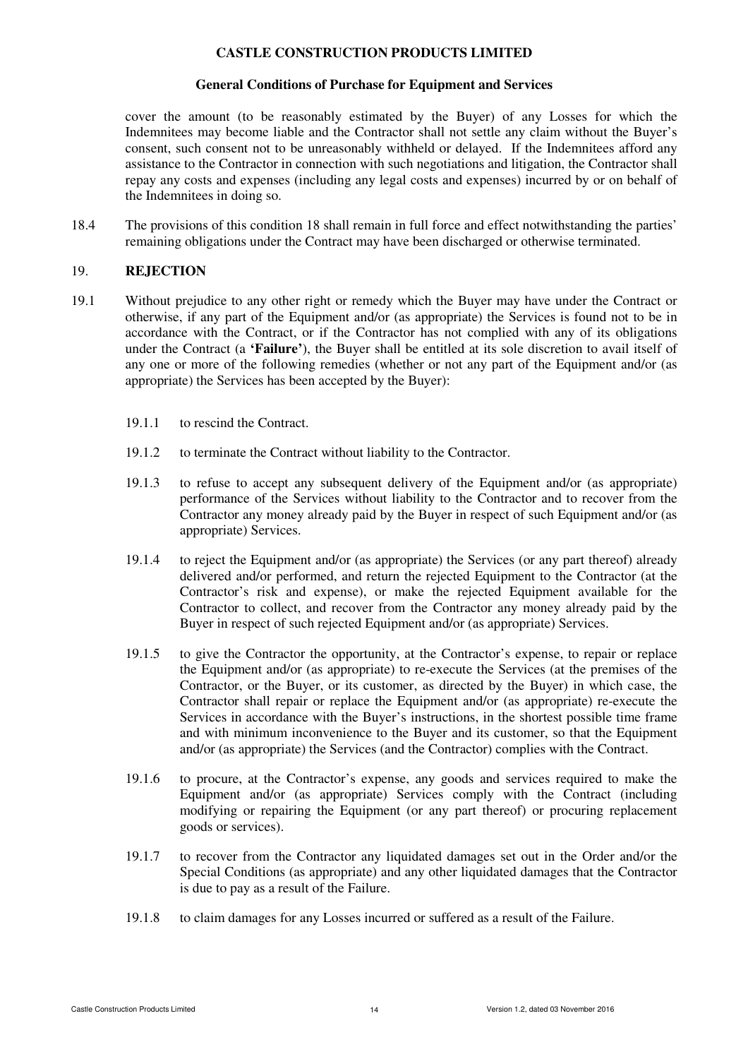cover the amount (to be reasonably estimated by the Buyer) of any Losses for which the Indemnitees may become liable and the Contractor shall not settle any claim without the Buyer's consent, such consent not to be unreasonably withheld or delayed. If the Indemnitees afford any assistance to the Contractor in connection with such negotiations and litigation, the Contractor shall repay any costs and expenses (including any legal costs and expenses) incurred by or on behalf of the Indemnitees in doing so.

18.4 The provisions of this condition 18 shall remain in full force and effect notwithstanding the parties' remaining obligations under the Contract may have been discharged or otherwise terminated.

## 19. REJECTION

19.1 Without prejudice to any other right or remedy which the Buyer may have under the Contract or otherwise, if any part of the Equipment and/or (as appropriate) the Services is found not to be in accordance with the Contract, or if the Contractor has not complied with any of its obligations under the Contract (a **'Failure'**), the Buyer shall be entitled at its sole discretion to avail itself of any one or more of the following remedies (whether or not any part of the Equipment and/or (as appropriate) the Services has been accepted by the Buyer):

19.1.1 to rescind the Contract.

19.1.2 to terminate the Contract without liability to the Contractor.

19.1.3 to refuse to accept any subsequent delivery of the Equipment and/or (as appropriate) performance of the Services without liability to the Contractor and to recover from the Contractor any money already paid by the Buyer in respect of such Equipment and/or (as appropriate) Services.

19.1.4 to reject the Equipment and/or (as appropriate) the Services (or any part thereof) already delivered and/or performed, and return the rejected Equipment to the Contractor (at the Contractor's risk and expense), or make the rejected Equipment available for the Contractor to collect, and recover from the Contractor any money already paid by the Buyer in respect of such rejected Equipment and/or (as appropriate) Services.

19.1.5 to give the Contractor the opportunity, at the Contractor's expense, to repair or replace the Equipment and/or (as appropriate) to re-execute the Services (at the premises of the Contractor, or the Buyer, or its customer, as directed by the Buyer) in which case, the Contractor shall repair or replace the Equipment and/or (as appropriate) re-execute the Services in accordance with the Buyer's instructions, in the shortest possible time frame and with minimum inconvenience to the Buyer and its customer, so that the Equipment and/or (as appropriate) the Services (and the Contractor) complies with the Contract.

19.1.6 to procure, at the Contractor's expense, any goods and services required to make the Equipment and/or (as appropriate) Services comply with the Contract (including modifying or repairing the Equipment (or any part thereof) or procuring replacement goods or services).

19.1.7 to recover from the Contractor any liquidated damages set out in the Order and/or the Special Conditions (as appropriate) and any other liquidated damages that the Contractor is due to pay as a result of the Failure.

19.1.8 to claim damages for any Losses incurred or suffered as a result of the Failure.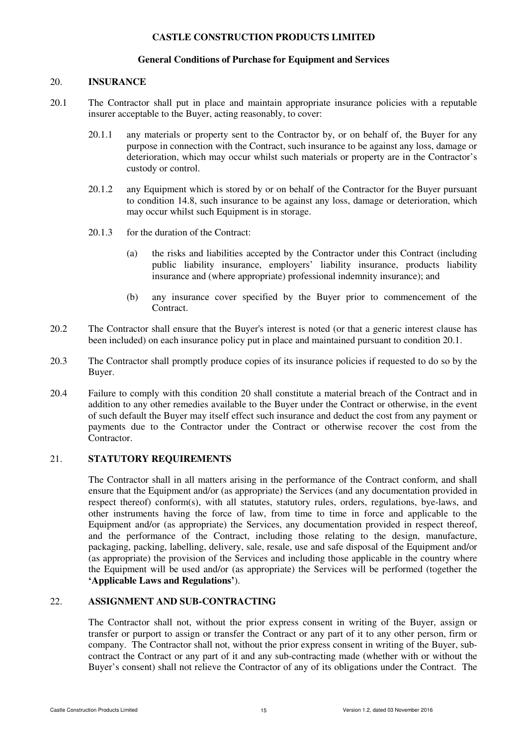**CASTLE CONSTRUCTION PRODUCTS LIMITED**

**General Conditions of Purchase for Equipment and Services**

## 20. INSURANCE

20.1 The Contractor shall put in place and maintain appropriate insurance policies with a reputable insurer acceptable to the Buyer, acting reasonably, to cover:

20.1.1 any materials or property sent to the Contractor by, or on behalf of, the Buyer for any purpose in connection with the Contract, such insurance to be against any loss, damage or deterioration, which may occur whilst such materials or property are in the Contractor's custody or control.

20.1.2 any Equipment which is stored by or on behalf of the Contractor for the Buyer pursuant to condition 14.8, such insurance to be against any loss, damage or deterioration, which may occur whilst such Equipment is in storage.

20.1.3 for the duration of the Contract:

(a) the risks and liabilities accepted by the Contractor under this Contract (including public liability insurance, employers' liability insurance, products liability insurance and (where appropriate) professional indemnity insurance); and

(b) any insurance cover specified by the Buyer prior to commencement of the Contract.

20.2 The Contractor shall ensure that the Buyer's interest is noted (or that a generic interest clause has been included) on each insurance policy put in place and maintained pursuant to condition 20.1.

20.3 The Contractor shall promptly produce copies of its insurance policies if requested to do so by the Buyer.

20.4 Failure to comply with this condition 20 shall constitute a material breach of the Contract and in addition to any other remedies available to the Buyer under the Contract or otherwise, in the event of such default the Buyer may itself effect such insurance and deduct the cost from any payment or payments due to the Contractor under the Contract or otherwise recover the cost from the Contractor.

## 21. STATUTORY REQUIREMENTS

The Contractor shall in all matters arising in the performance of the Contract conform, and shall ensure that the Equipment and/or (as appropriate) the Services (and any documentation provided in respect thereof) conform(s), with all statutes, statutory rules, orders, regulations, bye-laws, and other instruments having the force of law, from time to time in force and applicable to the Equipment and/or (as appropriate) the Services, any documentation provided in respect thereof, and the performance of the Contract, including those relating to the design, manufacture, packaging, packing, labelling, delivery, sale, resale, use and safe disposal of the Equipment and/or (as appropriate) the provision of the Services and including those applicable in the country where the Equipment will be used and/or (as appropriate) the Services will be performed (together the **'Applicable Laws and Regulations'**).

## 22. ASSIGNMENT AND SUB-CONTRACTING

The Contractor shall not, without the prior express consent in writing of the Buyer, assign or transfer or purport to assign or transfer the Contract or any part of it to any other person, firm or company. The Contractor shall not, without the prior express consent in writing of the Buyer, sub-contract the Contract or any part of it and any sub-contracting made (whether with or without the Buyer's consent) shall not relieve the Contractor of any of its obligations under the Contract. The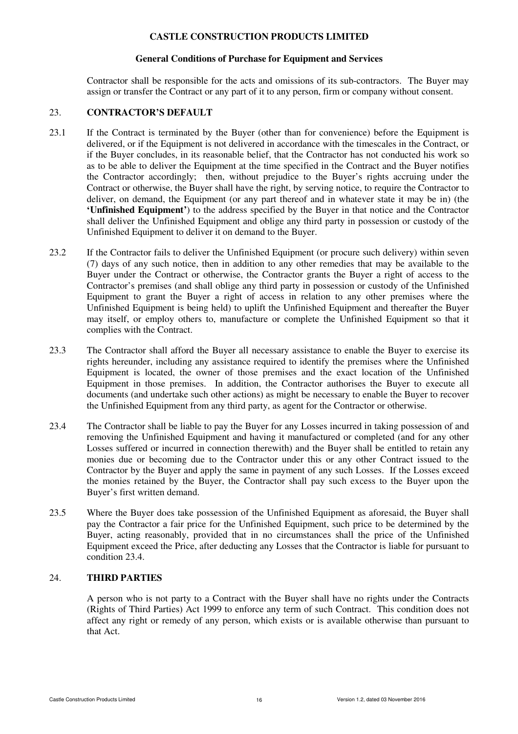Contractor shall be responsible for the acts and omissions of its sub-contractors. The Buyer may assign or transfer the Contract or any part of it to any person, firm or company without consent.

## 23. CONTRACTOR'S DEFAULT

23.1 If the Contract is terminated by the Buyer (other than for convenience) before the Equipment is delivered, or if the Equipment is not delivered in accordance with the timescales in the Contract, or if the Buyer concludes, in its reasonable belief, that the Contractor has not conducted his work so as to be able to deliver the Equipment at the time specified in the Contract and the Buyer notifies the Contractor accordingly; then, without prejudice to the Buyer's rights accruing under the Contract or otherwise, the Buyer shall have the right, by serving notice, to require the Contractor to deliver, on demand, the Equipment (or any part thereof and in whatever state it may be in) (the **'Unfinished Equipment'**) to the address specified by the Buyer in that notice and the Contractor shall deliver the Unfinished Equipment and oblige any third party in possession or custody of the Unfinished Equipment to deliver it on demand to the Buyer.

23.2 If the Contractor fails to deliver the Unfinished Equipment (or procure such delivery) within seven (7) days of any such notice, then in addition to any other remedies that may be available to the Buyer under the Contract or otherwise, the Contractor grants the Buyer a right of access to the Contractor's premises (and shall oblige any third party in possession or custody of the Unfinished Equipment to grant the Buyer a right of access in relation to any other premises where the Unfinished Equipment is being held) to uplift the Unfinished Equipment and thereafter the Buyer may itself, or employ others to, manufacture or complete the Unfinished Equipment so that it complies with the Contract.

23.3 The Contractor shall afford the Buyer all necessary assistance to enable the Buyer to exercise its rights hereunder, including any assistance required to identify the premises where the Unfinished Equipment is located, the owner of those premises and the exact location of the Unfinished Equipment in those premises. In addition, the Contractor authorises the Buyer to execute all documents (and undertake such other actions) as might be necessary to enable the Buyer to recover the Unfinished Equipment from any third party, as agent for the Contractor or otherwise.

23.4 The Contractor shall be liable to pay the Buyer for any Losses incurred in taking possession of and removing the Unfinished Equipment and having it manufactured or completed (and for any other Losses suffered or incurred in connection therewith) and the Buyer shall be entitled to retain any monies due or becoming due to the Contractor under this or any other Contract issued to the Contractor by the Buyer and apply the same in payment of any such Losses. If the Losses exceed the monies retained by the Buyer, the Contractor shall pay such excess to the Buyer upon the Buyer's first written demand.

23.5 Where the Buyer does take possession of the Unfinished Equipment as aforesaid, the Buyer shall pay the Contractor a fair price for the Unfinished Equipment, such price to be determined by the Buyer, acting reasonably, provided that in no circumstances shall the price of the Unfinished Equipment exceed the Price, after deducting any Losses that the Contractor is liable for pursuant to condition 23.4.

## 24. THIRD PARTIES

A person who is not party to a Contract with the Buyer shall have no rights under the Contracts (Rights of Third Parties) Act 1999 to enforce any term of such Contract. This condition does not affect any right or remedy of any person, which exists or is available otherwise than pursuant to that Act.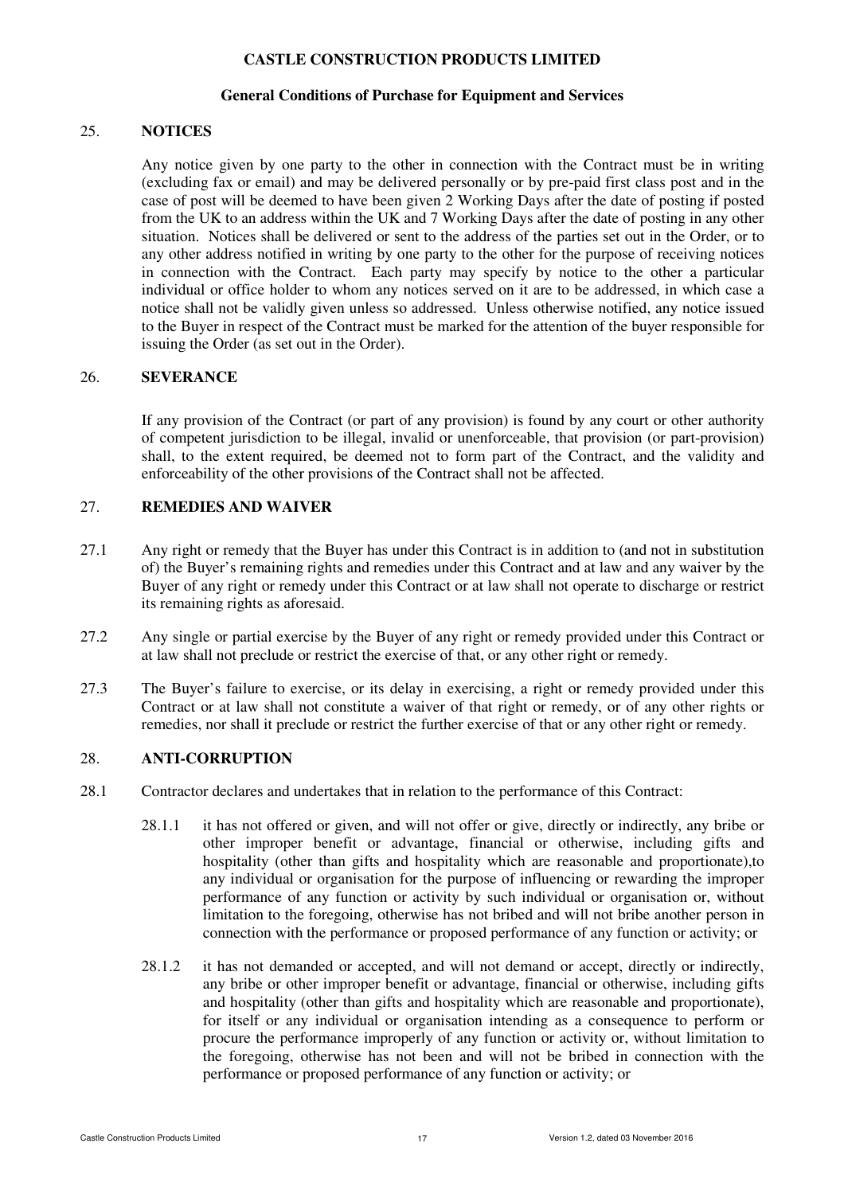## 25. NOTICES

Any notice given by one party to the other in connection with the Contract must be in writing (excluding fax or email) and may be delivered personally or by pre-paid first class post and in the case of post will be deemed to have been given 2 Working Days after the date of posting if posted from the UK to an address within the UK and 7 Working Days after the date of posting in any other situation. Notices shall be delivered or sent to the address of the parties set out in the Order, or to any other address notified in writing by one party to the other for the purpose of receiving notices in connection with the Contract. Each party may specify by notice to the other a particular individual or office holder to whom any notices served on it are to be addressed, in which case a notice shall not be validly given unless so addressed. Unless otherwise notified, any notice issued to the Buyer in respect of the Contract must be marked for the attention of the buyer responsible for issuing the Order (as set out in the Order).

## 26. SEVERANCE

If any provision of the Contract (or part of any provision) is found by any court or other authority of competent jurisdiction to be illegal, invalid or unenforceable, that provision (or part-provision) shall, to the extent required, be deemed not to form part of the Contract, and the validity and enforceability of the other provisions of the Contract shall not be affected.

## 27. REMEDIES AND WAIVER

27.1 Any right or remedy that the Buyer has under this Contract is in addition to (and not in substitution of) the Buyer's remaining rights and remedies under this Contract and at law and any waiver by the Buyer of any right or remedy under this Contract or at law shall not operate to discharge or restrict its remaining rights as aforesaid.

27.2 Any single or partial exercise by the Buyer of any right or remedy provided under this Contract or at law shall not preclude or restrict the exercise of that, or any other right or remedy.

27.3 The Buyer's failure to exercise, or its delay in exercising, a right or remedy provided under this Contract or at law shall not constitute a waiver of that right or remedy, or of any other rights or remedies, nor shall it preclude or restrict the further exercise of that or any other right or remedy.

## 28. ANTI-CORRUPTION

28.1 Contractor declares and undertakes that in relation to the performance of this Contract:

28.1.1 it has not offered or given, and will not offer or give, directly or indirectly, any bribe or other improper benefit or advantage, financial or otherwise, including gifts and hospitality (other than gifts and hospitality which are reasonable and proportionate),to any individual or organisation for the purpose of influencing or rewarding the improper performance of any function or activity by such individual or organisation or, without limitation to the foregoing, otherwise has not bribed and will not bribe another person in connection with the performance or proposed performance of any function or activity; or

28.1.2 it has not demanded or accepted, and will not demand or accept, directly or indirectly, any bribe or other improper benefit or advantage, financial or otherwise, including gifts and hospitality (other than gifts and hospitality which are reasonable and proportionate), for itself or any individual or organisation intending as a consequence to perform or procure the performance improperly of any function or activity or, without limitation to the foregoing, otherwise has not been and will not be bribed in connection with the performance or proposed performance of any function or activity; or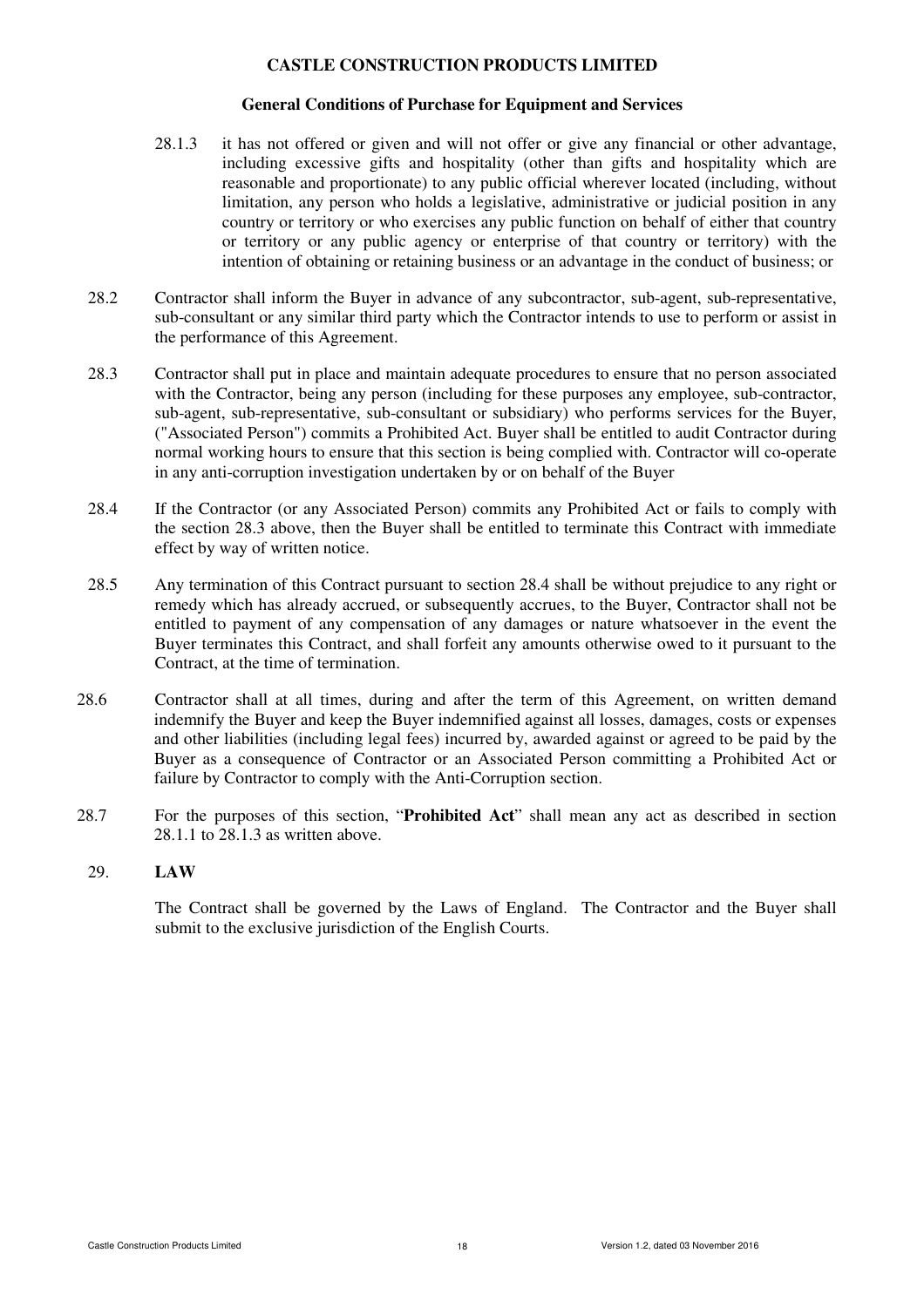28.1.3 it has not offered or given and will not offer or give any financial or other advantage, including excessive gifts and hospitality (other than gifts and hospitality which are reasonable and proportionate) to any public official wherever located (including, without limitation, any person who holds a legislative, administrative or judicial position in any country or territory or who exercises any public function on behalf of either that country or territory or any public agency or enterprise of that country or territory) with the intention of obtaining or retaining business or an advantage in the conduct of business; or

28.2 Contractor shall inform the Buyer in advance of any subcontractor, sub-agent, sub-representative, sub-consultant or any similar third party which the Contractor intends to use to perform or assist in the performance of this Agreement.

28.3 Contractor shall put in place and maintain adequate procedures to ensure that no person associated with the Contractor, being any person (including for these purposes any employee, sub-contractor, sub-agent, sub-representative, sub-consultant or subsidiary) who performs services for the Buyer, ("Associated Person") commits a Prohibited Act. Buyer shall be entitled to audit Contractor during normal working hours to ensure that this section is being complied with. Contractor will co-operate in any anti-corruption investigation undertaken by or on behalf of the Buyer

28.4 If the Contractor (or any Associated Person) commits any Prohibited Act or fails to comply with the section 28.3 above, then the Buyer shall be entitled to terminate this Contract with immediate effect by way of written notice.

28.5 Any termination of this Contract pursuant to section 28.4 shall be without prejudice to any right or remedy which has already accrued, or subsequently accrues, to the Buyer, Contractor shall not be entitled to payment of any compensation of any damages or nature whatsoever in the event the Buyer terminates this Contract, and shall forfeit any amounts otherwise owed to it pursuant to the Contract, at the time of termination.

28.6 Contractor shall at all times, during and after the term of this Agreement, on written demand indemnify the Buyer and keep the Buyer indemnified against all losses, damages, costs or expenses and other liabilities (including legal fees) incurred by, awarded against or agreed to be paid by the Buyer as a consequence of Contractor or an Associated Person committing a Prohibited Act or failure by Contractor to comply with the Anti-Corruption section.

28.7 For the purposes of this section, "**Prohibited Act**" shall mean any act as described in section 28.1.1 to 28.1.3 as written above.

## 29. LAW

The Contract shall be governed by the Laws of England. The Contractor and the Buyer shall submit to the exclusive jurisdiction of the English Courts.